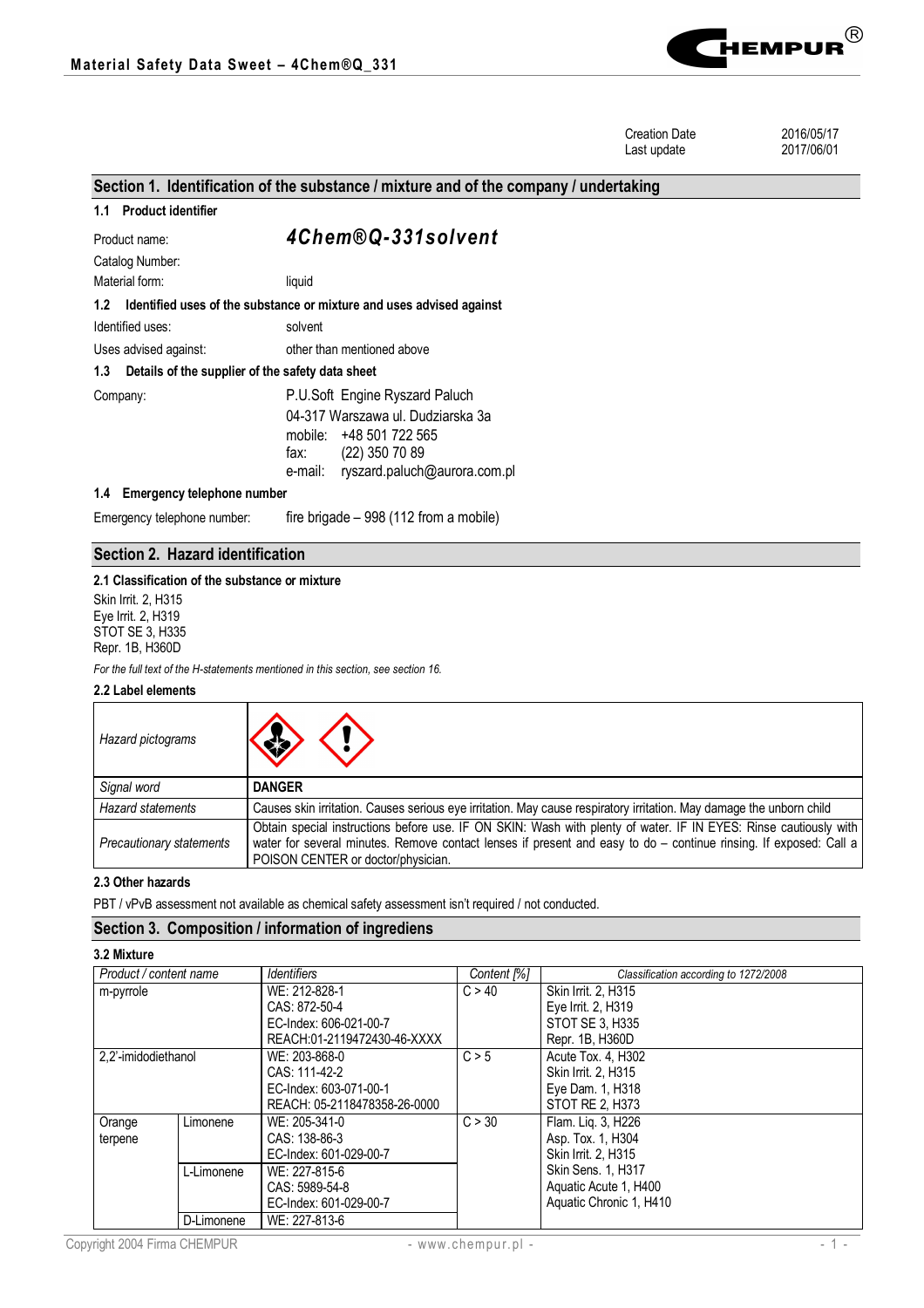| Creation Date | 2016/05/17 |
|---|---|
| Last update | 2017/06/01 |

## Section 1. Identification of the substance / mixture and of the company / undertaking

### 1.1 Product identifier

Product name: ***4Chem®Q-331solvent***

Catalog Number:

Material form: liquid

### 1.2 Identified uses of the substance or mixture and uses advised against

Identified uses: solvent

Uses advised against: other than mentioned above

### 1.3 Details of the supplier of the safety data sheet

Company: P.U.Soft Engine Ryszard Paluch
04-317 Warszawa ul. Dudziarska 3a
mobile: +48 501 722 565
fax: (22) 350 70 89
e-mail: ryszard.paluch@aurora.com.pl

### 1.4 Emergency telephone number

Emergency telephone number: fire brigade – 998 (112 from a mobile)

## Section 2. Hazard identification

### 2.1 Classification of the substance or mixture

Skin Irrit. 2, H315
Eye Irrit. 2, H319
STOT SE 3, H335
Repr. 1B, H360D

*For the full text of the H-statements mentioned in this section, see section 16.*

### 2.2 Label elements

| *Hazard pictograms* | |
|---|---|
| *Signal word* | **DANGER** |
| *Hazard statements* | Causes skin irritation. Causes serious eye irritation. May cause respiratory irritation. May damage the unborn child |
| *Precautionary statements* | Obtain special instructions before use. IF ON SKIN: Wash with plenty of water. IF IN EYES: Rinse cautiously with water for several minutes. Remove contact lenses if present and easy to do – continue rinsing. If exposed: Call a POISON CENTER or doctor/physician. |

### 2.3 Other hazards

PBT / vPvB assessment not available as chemical safety assessment isn't required / not conducted.

## Section 3. Composition / information of ingrediens

### 3.2 Mixture

| *Product / content name* | | *Identifiers* | *Content [%]* | *Classification according to 1272/2008* |
|---|---|---|---|---|
| m-pyrrole | | WE: 212-828-1<br>CAS: 872-50-4<br>EC-Index: 606-021-00-7<br>REACH:01-2119472430-46-XXXX | C > 40 | Skin Irrit. 2, H315<br>Eye Irrit. 2, H319<br>STOT SE 3, H335<br>Repr. 1B, H360D |
| 2,2'-imidodiethanol | | WE: 203-868-0<br>CAS: 111-42-2<br>EC-Index: 603-071-00-1<br>REACH: 05-2118478358-26-0000 | C > 5 | Acute Tox. 4, H302<br>Skin Irrit. 2, H315<br>Eye Dam. 1, H318<br>STOT RE 2, H373 |
| Orange terpene | Limonene | WE: 205-341-0<br>CAS: 138-86-3<br>EC-Index: 601-029-00-7 | C > 30 | Flam. Liq. 3, H226<br>Asp. Tox. 1, H304<br>Skin Irrit. 2, H315<br>Skin Sens. 1, H317<br>Aquatic Acute 1, H400<br>Aquatic Chronic 1, H410 |
| | L-Limonene | WE: 227-815-6<br>CAS: 5989-54-8<br>EC-Index: 601-029-00-7 | | |
| | D-Limonene | WE: 227-813-6 | | |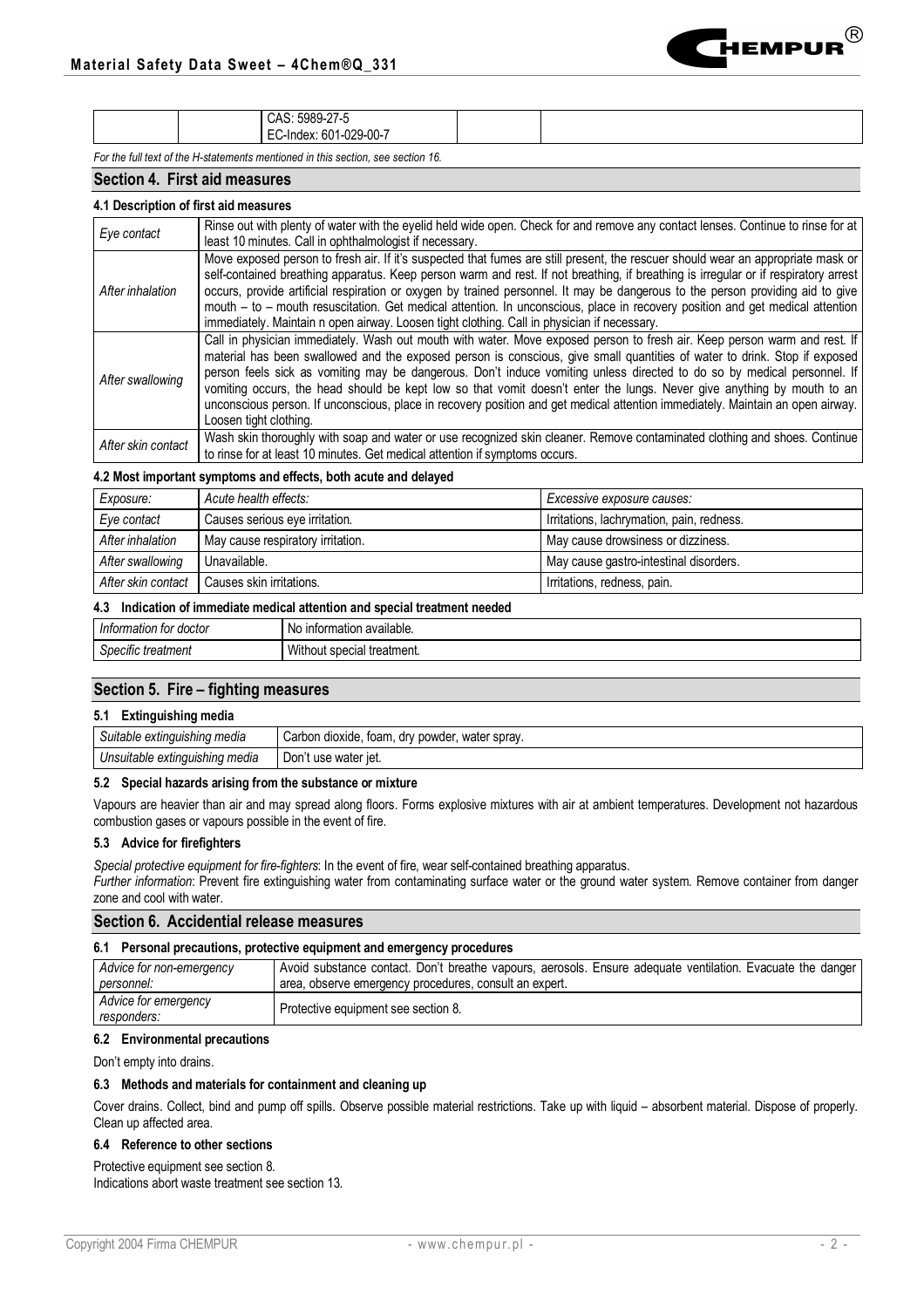| | | CAS: 5989-27-5<br>EC-Index: 601-029-00-7 | | |
|---|---|---|---|---|

*For the full text of the H-statements mentioned in this section, see section 16.*

## Section 4. First aid measures

### 4.1 Description of first aid measures

| | |
|---|---|
| *Eye contact* | Rinse out with plenty of water with the eyelid held wide open. Check for and remove any contact lenses. Continue to rinse for at least 10 minutes. Call in ophthalmologist if necessary. |
| *After inhalation* | Move exposed person to fresh air. If it's suspected that fumes are still present, the rescuer should wear an appropriate mask or self-contained breathing apparatus. Keep person warm and rest. If not breathing, if breathing is irregular or if respiratory arrest occurs, provide artificial respiration or oxygen by trained personnel. It may be dangerous to the person providing aid to give mouth – to – mouth resuscitation. Get medical attention. In unconscious, place in recovery position and get medical attention immediately. Maintain n open airway. Loosen tight clothing. Call in physician if necessary. |
| *After swallowing* | Call in physician immediately. Wash out mouth with water. Move exposed person to fresh air. Keep person warm and rest. If material has been swallowed and the exposed person is conscious, give small quantities of water to drink. Stop if exposed person feels sick as vomiting may be dangerous. Don't induce vomiting unless directed to do so by medical personnel. If vomiting occurs, the head should be kept low so that vomit doesn't enter the lungs. Never give anything by mouth to an unconscious person. If unconscious, place in recovery position and get medical attention immediately. Maintain an open airway. Loosen tight clothing. |
| *After skin contact* | Wash skin thoroughly with soap and water or use recognized skin cleaner. Remove contaminated clothing and shoes. Continue to rinse for at least 10 minutes. Get medical attention if symptoms occurs. |

### 4.2 Most important symptoms and effects, both acute and delayed

| *Exposure:* | *Acute health effects:* | *Excessive exposure causes:* |
|---|---|---|
| *Eye contact* | Causes serious eye irritation. | Irritations, lachrymation, pain, redness. |
| *After inhalation* | May cause respiratory irritation. | May cause drowsiness or dizziness. |
| *After swallowing* | Unavailable. | May cause gastro-intestinal disorders. |
| *After skin contact* | Causes skin irritations. | Irritations, redness, pain. |

### 4.3 Indication of immediate medical attention and special treatment needed

| | |
|---|---|
| *Information for doctor* | No information available. |
| *Specific treatment* | Without special treatment. |

## Section 5. Fire – fighting measures

### 5.1 Extinguishing media

| | |
|---|---|
| *Suitable extinguishing media* | Carbon dioxide, foam, dry powder, water spray. |
| *Unsuitable extinguishing media* | Don't use water jet. |

### 5.2 Special hazards arising from the substance or mixture

Vapours are heavier than air and may spread along floors. Forms explosive mixtures with air at ambient temperatures. Development not hazardous combustion gases or vapours possible in the event of fire.

### 5.3 Advice for firefighters

*Special protective equipment for fire-fighters*: In the event of fire, wear self-contained breathing apparatus.
*Further information*: Prevent fire extinguishing water from contaminating surface water or the ground water system. Remove container from danger zone and cool with water.

## Section 6. Accidential release measures

### 6.1 Personal precautions, protective equipment and emergency procedures

| | |
|---|---|
| *Advice for non-emergency personnel:* | Avoid substance contact. Don't breathe vapours, aerosols. Ensure adequate ventilation. Evacuate the danger area, observe emergency procedures, consult an expert. |
| *Advice for emergency responders:* | Protective equipment see section 8. |

### 6.2 Environmental precautions

Don't empty into drains.

### 6.3 Methods and materials for containment and cleaning up

Cover drains. Collect, bind and pump off spills. Observe possible material restrictions. Take up with liquid – absorbent material. Dispose of properly. Clean up affected area.

### 6.4 Reference to other sections

Protective equipment see section 8.
Indications abort waste treatment see section 13.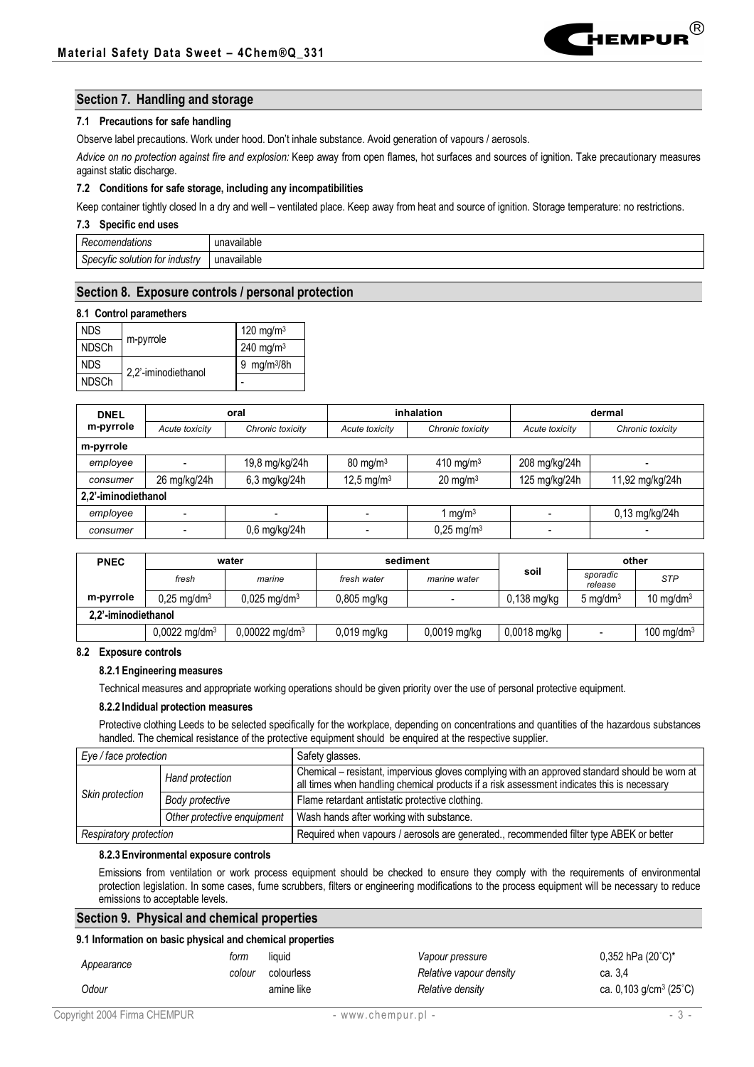## Section 7. Handling and storage

### 7.1 Precautions for safe handling

Observe label precautions. Work under hood. Don't inhale substance. Avoid generation of vapours / aerosols.

*Advice on no protection against fire and explosion:* Keep away from open flames, hot surfaces and sources of ignition. Take precautionary measures against static discharge.

### 7.2 Conditions for safe storage, including any incompatibilities

Keep container tightly closed In a dry and well – ventilated place. Keep away from heat and source of ignition. Storage temperature: no restrictions.

### 7.3 Specific end uses

| *Recomendations* | unavailable |
|---|---|
| *Specyfic solution for industry* | unavailable |

## Section 8. Exposure controls / personal protection

### 8.1 Control paramethers

| NDS | m-pyrrole | 120 mg/m$^3$ |
|---|---|---|
| NDSCh | | 240 mg/m$^3$ |
| NDS | 2,2'-iminodiethanol | 9 mg/m$^3$/8h |
| NDSCh | | - |

| DNEL m-pyrrole | oral | | inhalation | | dermal | |
|---|---|---|---|---|---|---|
| | *Acute toxicity* | *Chronic toxicity* | *Acute toxicity* | *Chronic toxicity* | *Acute toxicity* | *Chronic toxicity* |
| **m-pyrrole** | | | | | | |
| *employee* | - | 19,8 mg/kg/24h | 80 mg/m$^3$ | 410 mg/m$^3$ | 208 mg/kg/24h | - |
| *consumer* | 26 mg/kg/24h | 6,3 mg/kg/24h | 12,5 mg/m$^3$ | 20 mg/m$^3$ | 125 mg/kg/24h | 11,92 mg/kg/24h |
| **2,2'-iminodiethanol** | | | | | | |
| *employee* | - | - | - | 1 mg/m$^3$ | - | 0,13 mg/kg/24h |
| *consumer* | - | 0,6 mg/kg/24h | - | 0,25 mg/m$^3$ | - | - |

| PNEC | water | | sediment | | soil | other | |
|---|---|---|---|---|---|---|---|
| | *fresh* | *marine* | *fresh water* | *marine water* | | *sporadic release* | *STP* |
| **m-pyrrole** | 0,25 mg/dm$^3$ | 0,025 mg/dm$^3$ | 0,805 mg/kg | - | 0,138 mg/kg | 5 mg/dm$^3$ | 10 mg/dm$^3$ |
| **2,2'-iminodiethanol** | | | | | | | |
| | 0,0022 mg/dm$^3$ | 0,00022 mg/dm$^3$ | 0,019 mg/kg | 0,0019 mg/kg | 0,0018 mg/kg | - | 100 mg/dm$^3$ |

### 8.2 Exposure controls

#### 8.2.1 Engineering measures

Technical measures and appropriate working operations should be given priority over the use of personal protective equipment.

#### 8.2.2 Indidual protection measures

Protective clothing Leeds to be selected specifically for the workplace, depending on concentrations and quantities of the hazardous substances handled. The chemical resistance of the protective equipment should be enquired at the respective supplier.

| *Eye / face protection* | | Safety glasses. |
|---|---|---|
| *Skin protection* | *Hand protection* | Chemical – resistant, impervious gloves complying with an approved standard should be worn at all times when handling chemical products if a risk assessment indicates this is necessary |
| | *Body protective* | Flame retardant antistatic protective clothing. |
| | *Other protective enquipment* | Wash hands after working with substance. |
| *Respiratory protection* | | Required when vapours / aerosols are generated., recommended filter type ABEK or better |

#### 8.2.3 Environmental exposure controls

Emissions from ventilation or work process equipment should be checked to ensure they comply with the requirements of environmental protection legislation. In some cases, fume scrubbers, filters or engineering modifications to the process equipment will be necessary to reduce emissions to acceptable levels.

## Section 9. Physical and chemical properties

### 9.1 Information on basic physical and chemical properties

| *Appearance* | *form* | liquid | *Vapour pressure* | 0,352 hPa (20˚C)* |
|---|---|---|---|---|
| | *colour* | colourless | *Relative vapour density* | ca. 3,4 |
| *Odour* | | amine like | *Relative density* | ca. 0,103 g/cm$^3$ (25˚C) |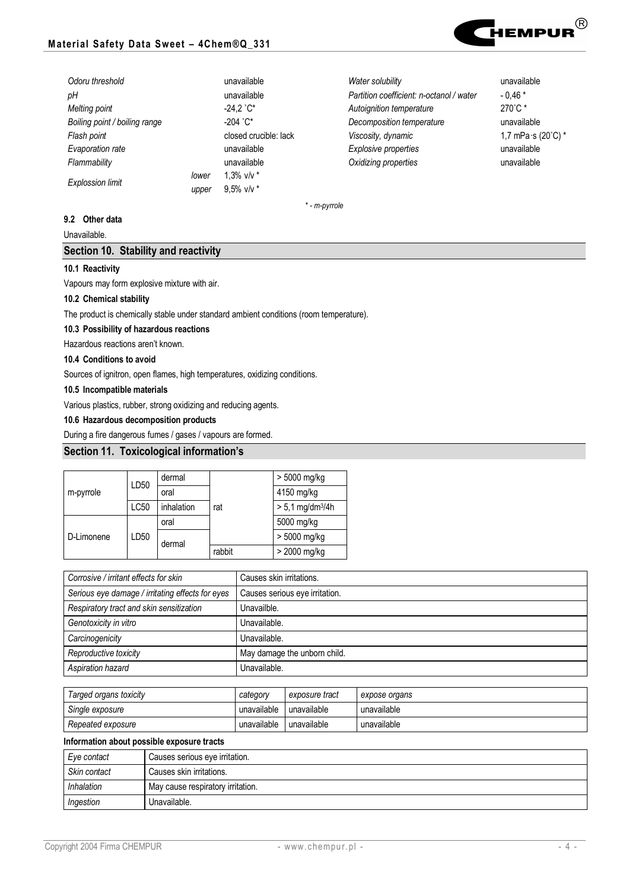| | | | | |
|---|---|---|---|---|
| *Odoru threshold* | | unavailable | *Water solubility* | unavailable |
| *pH* | | unavailable | *Partition coefficient: n-octanol / water* | - 0,46 * |
| *Melting point* | | -24,2 ˚C* | *Autoignition temperature* | 270˚C * |
| *Boiling point / boiling range* | | -204 ˚C* | *Decomposition temperature* | unavailable |
| *Flash point* | | closed crucible: lack | *Viscosity, dynamic* | 1,7 mPa·s (20˚C) * |
| *Evaporation rate* | | unavailable | *Explosive properties* | unavailable |
| *Flammability* | | unavailable | *Oxidizing properties* | unavailable |
| *Explossion limit* | *lower* | 1,3% v/v * | | |
| | *upper* | 9,5% v/v * | | |

*\* - m-pyrrole*

**9.2 Other data**

Unavailable.

## Section 10. Stability and reactivity

**10.1 Reactivity**

Vapours may form explosive mixture with air.

**10.2 Chemical stability**

The product is chemically stable under standard ambient conditions (room temperature).

**10.3 Possibility of hazardous reactions**

Hazardous reactions aren't known.

**10.4 Conditions to avoid**

Sources of ignitron, open flames, high temperatures, oxidizing conditions.

**10.5 Incompatible materials**

Various plastics, rubber, strong oxidizing and reducing agents.

**10.6 Hazardous decomposition products**

During a fire dangerous fumes / gases / vapours are formed.

## Section 11. Toxicological information's

| | | | | |
|---|---|---|---|---|
| m-pyrrole | LD50 | dermal | rat | > 5000 mg/kg |
| | | oral | | 4150 mg/kg |
| | LC50 | inhalation | | > 5,1 mg/dm³/4h |
| D-Limonene | LD50 | oral | | 5000 mg/kg |
| | | dermal | | > 5000 mg/kg |
| | | | rabbit | > 2000 mg/kg |

| | |
|---|---|
| *Corrosive / irritant effects for skin* | Causes skin irritations. |
| *Serious eye damage / irritating effects for eyes* | Causes serious eye irritation. |
| *Respiratory tract and skin sensitization* | Unavailble. |
| *Genotoxicity in vitro* | Unavailable. |
| *Carcinogenicity* | Unavailable. |
| *Reproductive toxicity* | May damage the unborn child. |
| *Aspiration hazard* | Unavailable. |

| *Targed organs toxicity* | *category* | *exposure tract* | *expose organs* |
|---|---|---|---|
| *Single exposure* | unavailable | unavailable | unavailable |
| *Repeated exposure* | unavailable | unavailable | unavailable |

**Information about possible exposure tracts**

| | |
|---|---|
| *Eye contact* | Causes serious eye irritation. |
| *Skin contact* | Causes skin irritations. |
| *Inhalation* | May cause respiratory irritation. |
| *Ingestion* | Unavailable. |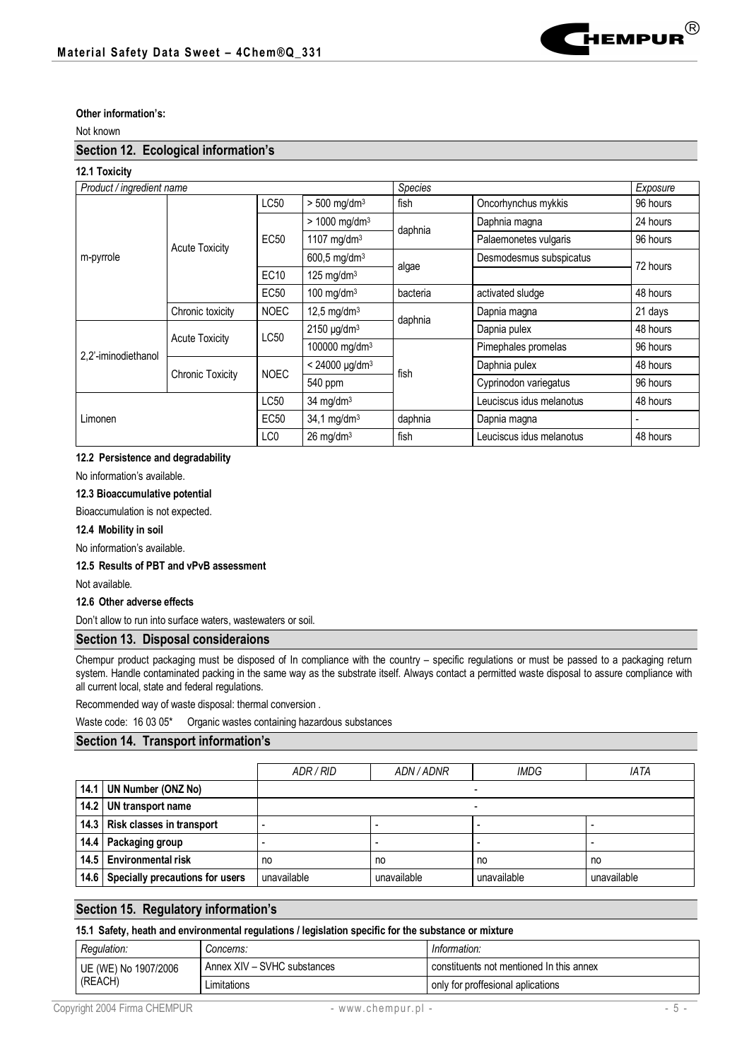**Other information's:**

Not known

## Section 12. Ecological information's

### 12.1 Toxicity

| *Product / ingredient name* | | | | *Species* | | *Exposure* |
|---|---|---|---|---|---|---|
| m-pyrrole | Acute Toxicity | LC50 | > 500 mg/dm$^3$ | fish | Oncorhynchus mykkis | 96 hours |
| | | EC50 | > 1000 mg/dm$^3$ | daphnia | Daphnia magna | 24 hours |
| | | | 1107 mg/dm$^3$ | | Palaemonetes vulgaris | 96 hours |
| | | | 600,5 mg/dm$^3$ | algae | Desmodesmus subspicatus | 72 hours |
| | | EC10 | 125 mg/dm$^3$ | | | |
| | | EC50 | 100 mg/dm$^3$ | bacteria | activated sludge | 48 hours |
| | Chronic toxicity | NOEC | 12,5 mg/dm$^3$ | daphnia | Dapnia magna | 21 days |
| 2,2'-iminodiethanol | Acute Toxicity | LC50 | 2150 µg/dm$^3$ | | Dapnia pulex | 48 hours |
| | | | 100000 mg/dm$^3$ | fish | Pimephales promelas | 96 hours |
| | Chronic Toxicity | NOEC | < 24000 µg/dm$^3$ | | Daphnia pulex | 48 hours |
| | | | 540 ppm | | Cyprinodon variegatus | 96 hours |
| Limonen | | LC50 | 34 mg/dm$^3$ | | Leuciscus idus melanotus | 48 hours |
| | | EC50 | 34,1 mg/dm$^3$ | daphnia | Dapnia magna | - |
| | | LC0 | 26 mg/dm$^3$ | fish | Leuciscus idus melanotus | 48 hours |

### 12.2 Persistence and degradability

No information's available.

### 12.3 Bioaccumulative potential

Bioaccumulation is not expected.

### 12.4 Mobility in soil

No information's available.

### 12.5 Results of PBT and vPvB assessment

Not available.

### 12.6 Other adverse effects

Don't allow to run into surface waters, wastewaters or soil.

## Section 13. Disposal consideraions

Chempur product packaging must be disposed of In compliance with the country – specific regulations or must be passed to a packaging return system. Handle contaminated packing in the same way as the substrate itself. Always contact a permitted waste disposal to assure compliance with all current local, state and federal regulations.

Recommended way of waste disposal: thermal conversion .

Waste code: 16 03 05* Organic wastes containing hazardous substances

## Section 14. Transport information's

| | | *ADR / RID* | *ADN / ADNR* | *IMDG* | *IATA* |
|---|---|---|---|---|---|
| 14.1 | UN Number (ONZ No) | - | | | |
| 14.2 | UN transport name | - | | | |
| 14.3 | Risk classes in transport | - | - | - | - |
| 14.4 | Packaging group | - | - | - | - |
| 14.5 | Environmental risk | no | no | no | no |
| 14.6 | Specially precautions for users | unavailable | unavailable | unavailable | unavailable |

## Section 15. Regulatory information's

### 15.1 Safety, heath and environmental regulations / legislation specific for the substance or mixture

| *Regulation:* | *Concerns:* | *Information:* |
|---|---|---|
| UE (WE) No 1907/2006 (REACH) | Annex XIV – SVHC substances | constituents not mentioned In this annex |
| | Limitations | only for proffesional aplications |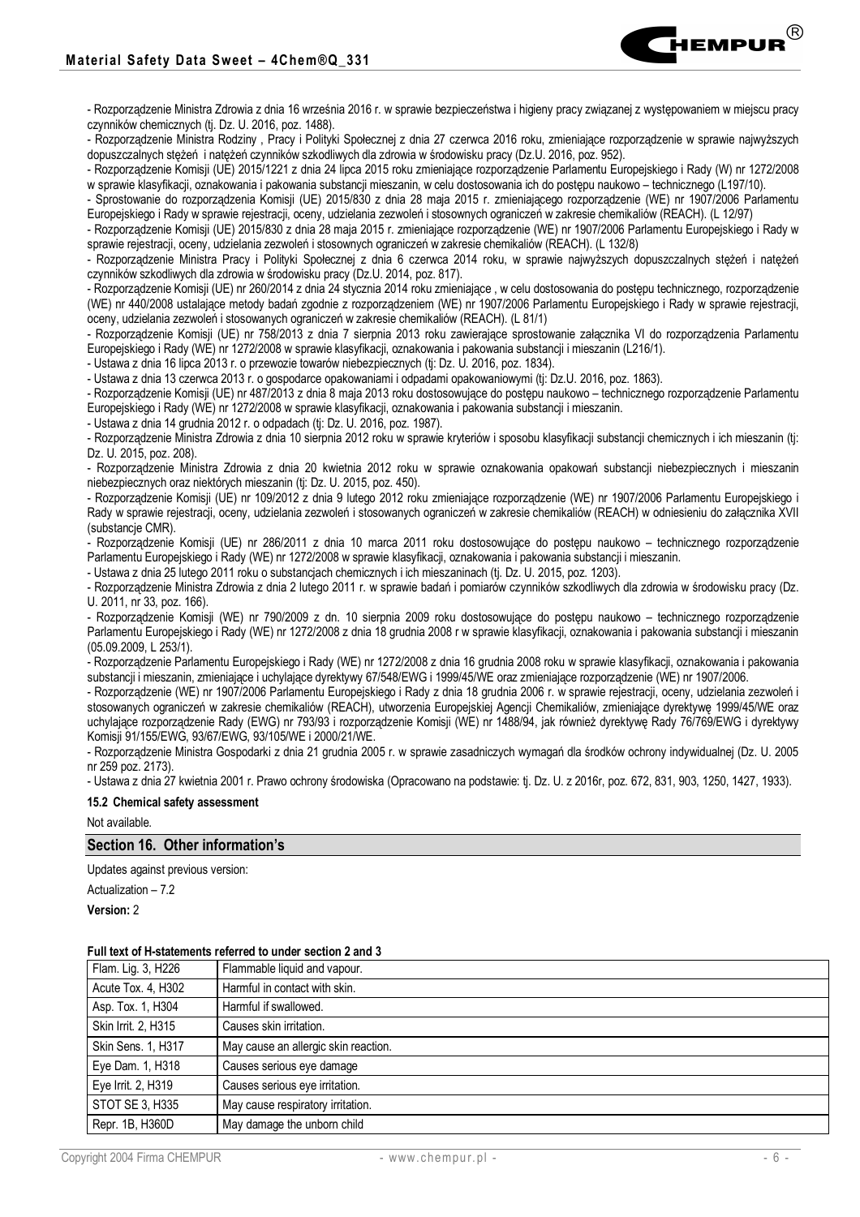- Rozporządzenie Ministra Zdrowia z dnia 16 września 2016 r. w sprawie bezpieczeństwa i higieny pracy związanej z występowaniem w miejscu pracy czynników chemicznych (tj. Dz. U. 2016, poz. 1488).

- Rozporządzenie Ministra Rodziny , Pracy i Polityki Społecznej z dnia 27 czerwca 2016 roku, zmieniające rozporządzenie w sprawie najwyższych dopuszczalnych stężeń i natężeń czynników szkodliwych dla zdrowia w środowisku pracy (Dz.U. 2016, poz. 952).

- Rozporządzenie Komisji (UE) 2015/1221 z dnia 24 lipca 2015 roku zmieniające rozporządzenie Parlamentu Europejskiego i Rady (W) nr 1272/2008 w sprawie klasyfikacji, oznakowania i pakowania substancji mieszanin, w celu dostosowania ich do postępu naukowo – technicznego (L197/10).

- Sprostowanie do rozporządzenia Komisji (UE) 2015/830 z dnia 28 maja 2015 r. zmieniającego rozporządzenie (WE) nr 1907/2006 Parlamentu Europejskiego i Rady w sprawie rejestracji, oceny, udzielania zezwoleń i stosownych ograniczeń w zakresie chemikaliów (REACH). (L 12/97)

- Rozporządzenie Komisji (UE) 2015/830 z dnia 28 maja 2015 r. zmieniające rozporządzenie (WE) nr 1907/2006 Parlamentu Europejskiego i Rady w sprawie rejestracji, oceny, udzielania zezwoleń i stosownych ograniczeń w zakresie chemikaliów (REACH). (L 132/8)

- Rozporządzenie Ministra Pracy i Polityki Społecznej z dnia 6 czerwca 2014 roku, w sprawie najwyższych dopuszczalnych stężeń i natężeń czynników szkodliwych dla zdrowia w środowisku pracy (Dz.U. 2014, poz. 817).

- Rozporządzenie Komisji (UE) nr 260/2014 z dnia 24 stycznia 2014 roku zmieniające , w celu dostosowania do postępu technicznego, rozporządzenie (WE) nr 440/2008 ustalające metody badań zgodnie z rozporządzeniem (WE) nr 1907/2006 Parlamentu Europejskiego i Rady w sprawie rejestracji, oceny, udzielania zezwoleń i stosowanych ograniczeń w zakresie chemikaliów (REACH). (L 81/1)

- Rozporządzenie Komisji (UE) nr 758/2013 z dnia 7 sierpnia 2013 roku zawierające sprostowanie załącznika VI do rozporządzenia Parlamentu Europejskiego i Rady (WE) nr 1272/2008 w sprawie klasyfikacji, oznakowania i pakowania substancji i mieszanin (L216/1).

- Ustawa z dnia 16 lipca 2013 r. o przewozie towarów niebezpiecznych (tj: Dz. U. 2016, poz. 1834).

- Ustawa z dnia 13 czerwca 2013 r. o gospodarce opakowaniami i odpadami opakowaniowymi (tj: Dz.U. 2016, poz. 1863).

- Rozporządzenie Komisji (UE) nr 487/2013 z dnia 8 maja 2013 roku dostosowujące do postępu naukowo – technicznego rozporządzenie Parlamentu Europejskiego i Rady (WE) nr 1272/2008 w sprawie klasyfikacji, oznakowania i pakowania substancji i mieszanin.

- Ustawa z dnia 14 grudnia 2012 r. o odpadach (tj: Dz. U. 2016, poz. 1987).

- Rozporządzenie Ministra Zdrowia z dnia 10 sierpnia 2012 roku w sprawie kryteriów i sposobu klasyfikacji substancji chemicznych i ich mieszanin (tj: Dz. U. 2015, poz. 208).

- Rozporządzenie Ministra Zdrowia z dnia 20 kwietnia 2012 roku w sprawie oznakowania opakowań substancji niebezpiecznych i mieszanin niebezpiecznych oraz niektórych mieszanin (tj: Dz. U. 2015, poz. 450).

- Rozporządzenie Komisji (UE) nr 109/2012 z dnia 9 lutego 2012 roku zmieniające rozporządzenie (WE) nr 1907/2006 Parlamentu Europejskiego i Rady w sprawie rejestracji, oceny, udzielania zezwoleń i stosowanych ograniczeń w zakresie chemikaliów (REACH) w odniesieniu do załącznika XVII (substancje CMR).

- Rozporządzenie Komisji (UE) nr 286/2011 z dnia 10 marca 2011 roku dostosowujące do postępu naukowo – technicznego rozporządzenie Parlamentu Europejskiego i Rady (WE) nr 1272/2008 w sprawie klasyfikacji, oznakowania i pakowania substancji i mieszanin.

- Ustawa z dnia 25 lutego 2011 roku o substancjach chemicznych i ich mieszaninach (tj. Dz. U. 2015, poz. 1203).

- Rozporządzenie Ministra Zdrowia z dnia 2 lutego 2011 r. w sprawie badań i pomiarów czynników szkodliwych dla zdrowia w środowisku pracy (Dz. U. 2011, nr 33, poz. 166).

- Rozporządzenie Komisji (WE) nr 790/2009 z dn. 10 sierpnia 2009 roku dostosowujące do postępu naukowo – technicznego rozporządzenie Parlamentu Europejskiego i Rady (WE) nr 1272/2008 z dnia 18 grudnia 2008 r w sprawie klasyfikacji, oznakowania i pakowania substancji i mieszanin (05.09.2009, L 253/1).

- Rozporządzenie Parlamentu Europejskiego i Rady (WE) nr 1272/2008 z dnia 16 grudnia 2008 roku w sprawie klasyfikacji, oznakowania i pakowania substancji i mieszanin, zmieniające i uchylające dyrektywy 67/548/EWG i 1999/45/WE oraz zmieniające rozporządzenie (WE) nr 1907/2006.

- Rozporządzenie (WE) nr 1907/2006 Parlamentu Europejskiego i Rady z dnia 18 grudnia 2006 r. w sprawie rejestracji, oceny, udzielania zezwoleń i stosowanych ograniczeń w zakresie chemikaliów (REACH), utworzenia Europejskiej Agencji Chemikaliów, zmieniające dyrektywę 1999/45/WE oraz uchylające rozporządzenie Rady (EWG) nr 793/93 i rozporządzenie Komisji (WE) nr 1488/94, jak również dyrektywę Rady 76/769/EWG i dyrektywy Komisji 91/155/EWG, 93/67/EWG, 93/105/WE i 2000/21/WE.

- Rozporządzenie Ministra Gospodarki z dnia 21 grudnia 2005 r. w sprawie zasadniczych wymagań dla środków ochrony indywidualnej (Dz. U. 2005 nr 259 poz. 2173).

- Ustawa z dnia 27 kwietnia 2001 r. Prawo ochrony środowiska (Opracowano na podstawie: tj. Dz. U. z 2016r, poz. 672, 831, 903, 1250, 1427, 1933).

**15.2 Chemical safety assessment**

Not available.

## Section 16. Other information's

Updates against previous version:

Actualization – 7.2

**Version:** 2

**Full text of H-statements referred to under section 2 and 3**

| | |
|---|---|
| Flam. Lig. 3, H226 | Flammable liquid and vapour. |
| Acute Tox. 4, H302 | Harmful in contact with skin. |
| Asp. Tox. 1, H304 | Harmful if swallowed. |
| Skin Irrit. 2, H315 | Causes skin irritation. |
| Skin Sens. 1, H317 | May cause an allergic skin reaction. |
| Eye Dam. 1, H318 | Causes serious eye damage |
| Eye Irrit. 2, H319 | Causes serious eye irritation. |
| STOT SE 3, H335 | May cause respiratory irritation. |
| Repr. 1B, H360D | May damage the unborn child |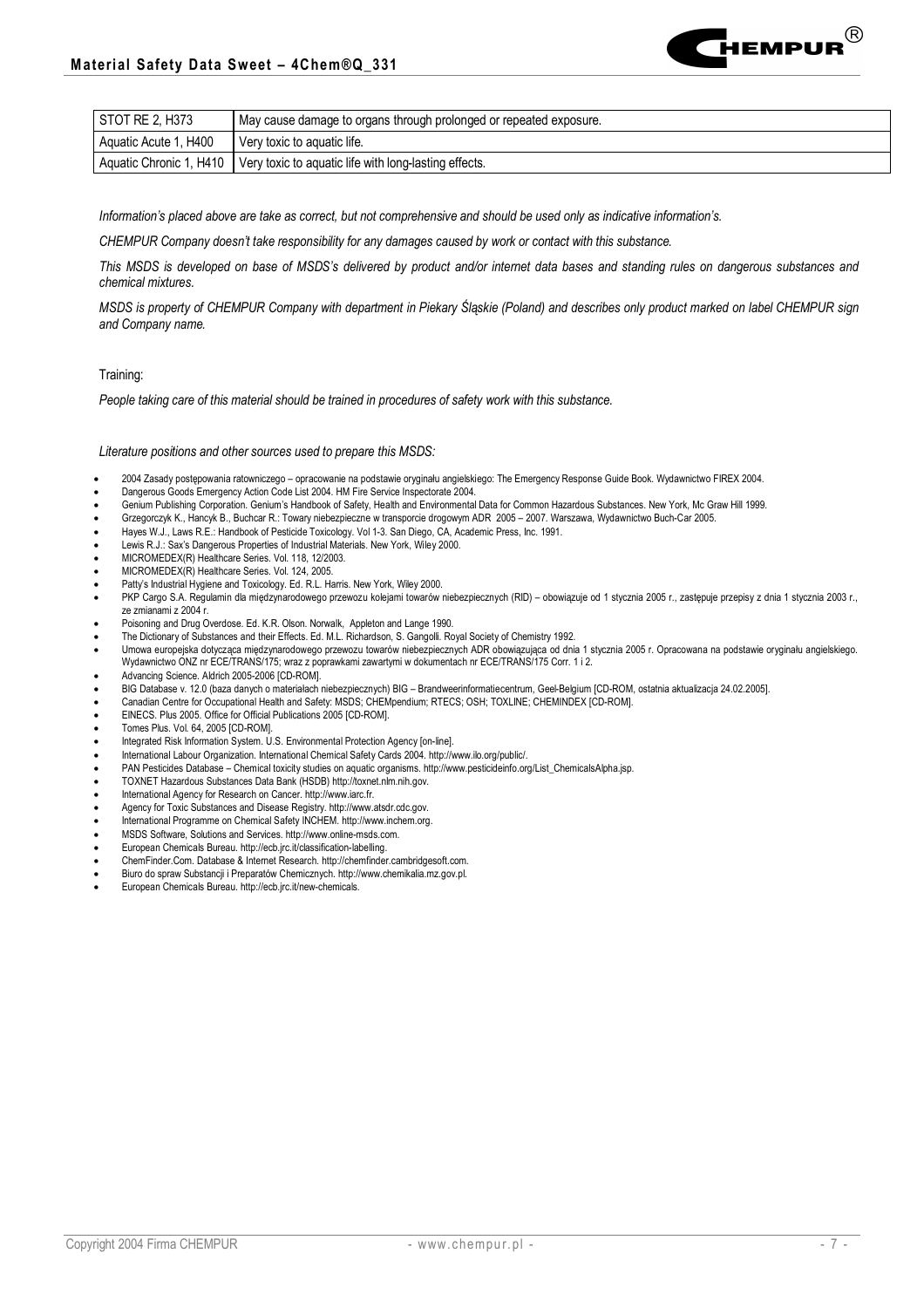| | |
|---|---|
| STOT RE 2, H373 | May cause damage to organs through prolonged or repeated exposure. |
| Aquatic Acute 1, H400 | Very toxic to aquatic life. |
| Aquatic Chronic 1, H410 | Very toxic to aquatic life with long-lasting effects. |

*Information's placed above are take as correct, but not comprehensive and should be used only as indicative information's.*

*CHEMPUR Company doesn't take responsibility for any damages caused by work or contact with this substance.*

*This MSDS is developed on base of MSDS's delivered by product and/or internet data bases and standing rules on dangerous substances and chemical mixtures.*

*MSDS is property of CHEMPUR Company with department in Piekary Śląskie (Poland) and describes only product marked on label CHEMPUR sign and Company name.*

Training:

*People taking care of this material should be trained in procedures of safety work with this substance.*

*Literature positions and other sources used to prepare this MSDS:*

- 2004 Zasady postępowania ratowniczego – opracowanie na podstawie oryginału angielskiego: The Emergency Response Guide Book. Wydawnictwo FIREX 2004.
- Dangerous Goods Emergency Action Code List 2004. HM Fire Service Inspectorate 2004.
- Genium Publishing Corporation. Genium's Handbook of Safety, Health and Environmental Data for Common Hazardous Substances. New York, Mc Graw Hill 1999.
- Grzegorczyk K., Hancyk B., Buchcar R.: Towary niebezpieczne w transporcie drogowym ADR 2005 – 2007. Warszawa, Wydawnictwo Buch-Car 2005.
- Hayes W.J., Laws R.E.: Handbook of Pesticide Toxicology. Vol 1-3. San Diego, CA, Academic Press, Inc. 1991.
- Lewis R.J.: Sax's Dangerous Properties of Industrial Materials. New York, Wiley 2000.
- MICROMEDEX(R) Healthcare Series. Vol. 118, 12/2003.
- MICROMEDEX(R) Healthcare Series. Vol. 124, 2005.
- Patty's Industrial Hygiene and Toxicology. Ed. R.L. Harris. New York, Wiley 2000.
- PKP Cargo S.A. Regulamin dla międzynarodowego przewozu kolejami towarów niebezpiecznych (RID) – obowiązuje od 1 stycznia 2005 r., zastępuje przepisy z dnia 1 stycznia 2003 r., ze zmianami z 2004 r.
- Poisoning and Drug Overdose. Ed. K.R. Olson. Norwalk, Appleton and Lange 1990.
- The Dictionary of Substances and their Effects. Ed. M.L. Richardson, S. Gangolli. Royal Society of Chemistry 1992.
- Umowa europejska dotycząca międzynarodowego przewozu towarów niebezpiecznych ADR obowiązująca od dnia 1 stycznia 2005 r. Opracowana na podstawie oryginału angielskiego. Wydawnictwo ONZ nr ECE/TRANS/175; wraz z poprawkami zawartymi w dokumentach nr ECE/TRANS/175 Corr. 1 i 2.
- Advancing Science. Aldrich 2005-2006 [CD-ROM].
- BIG Database v. 12.0 (baza danych o materiałach niebezpiecznych) BIG – Brandweerinformatiecentrum, Geel-Belgium [CD-ROM, ostatnia aktualizacja 24.02.2005].
- Canadian Centre for Occupational Health and Safety: MSDS; CHEMpendium; RTECS; OSH; TOXLINE; CHEMINDEX [CD-ROM].
- EINECS. Plus 2005. Office for Official Publications 2005 [CD-ROM].
- Tomes Plus. Vol. 64, 2005 [CD-ROM].
- Integrated Risk Information System. U.S. Environmental Protection Agency [on-line].
- International Labour Organization. International Chemical Safety Cards 2004. http://www.ilo.org/public/.
- PAN Pesticides Database – Chemical toxicity studies on aquatic organisms. http://www.pesticideinfo.org/List_ChemicalsAlpha.jsp.
- TOXNET Hazardous Substances Data Bank (HSDB) http://toxnet.nlm.nih.gov.
- International Agency for Research on Cancer. http://www.iarc.fr.
- Agency for Toxic Substances and Disease Registry. http://www.atsdr.cdc.gov.
- International Programme on Chemical Safety INCHEM. http://www.inchem.org.
- MSDS Software, Solutions and Services. http://www.online-msds.com.
- European Chemicals Bureau. http://ecb.jrc.it/classification-labelling.
- ChemFinder.Com. Database & Internet Research. http://chemfinder.cambridgesoft.com.
- Biuro do spraw Substancji i Preparatów Chemicznych. http://www.chemikalia.mz.gov.pl.
- European Chemicals Bureau. http://ecb.jrc.it/new-chemicals.